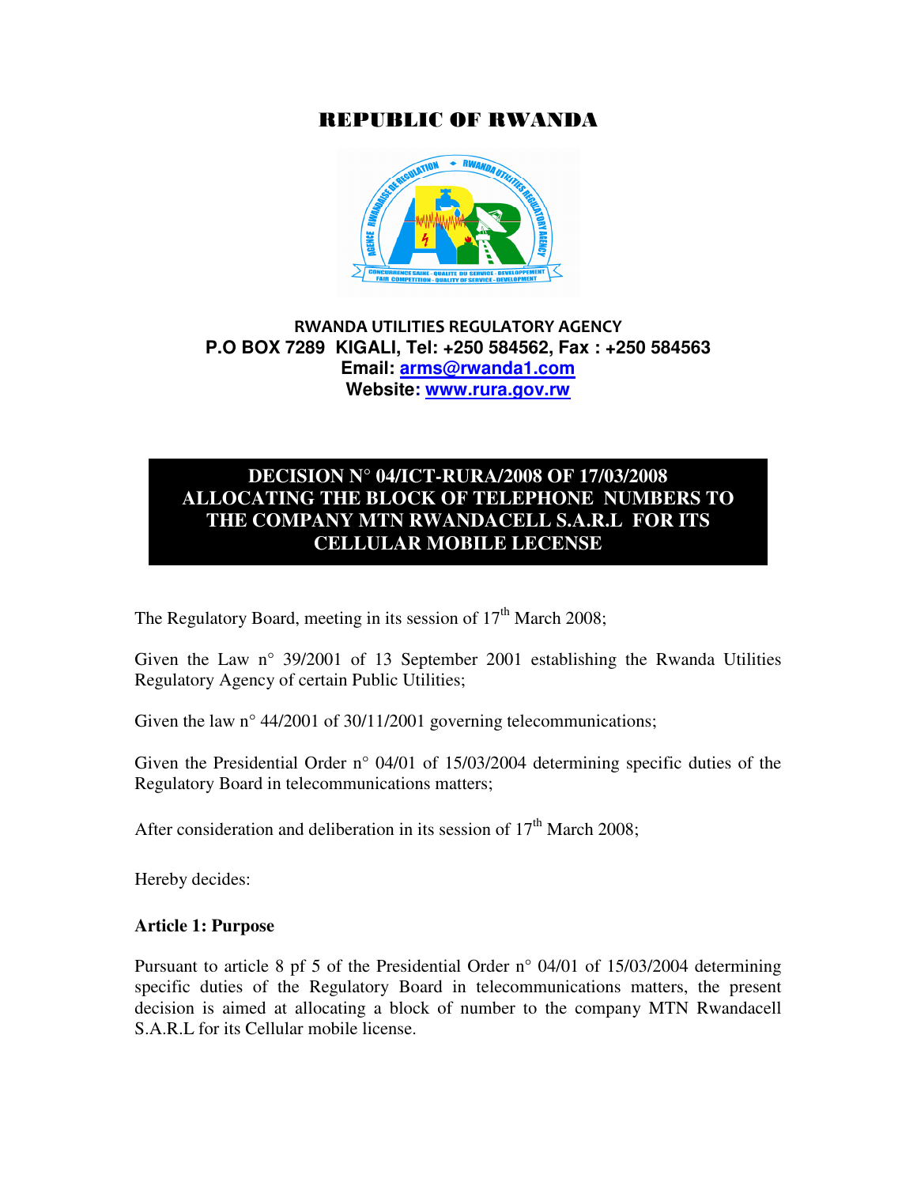# REPUBLIC OF RWANDA

**RWANDA UTILITIES REGULATORY AGENCY**
**P.O BOX 7289 KIGALI, Tel: +250 584562, Fax : +250 584563**
**Email: arms@rwanda1.com**
**Website: www.rura.gov.rw**

## DECISION N° 04/ICT-RURA/2008 OF 17/03/2008 ALLOCATING THE BLOCK OF TELEPHONE NUMBERS TO THE COMPANY MTN RWANDACELL S.A.R.L FOR ITS CELLULAR MOBILE LECENSE

The Regulatory Board, meeting in its session of 17th March 2008;

Given the Law n° 39/2001 of 13 September 2001 establishing the Rwanda Utilities Regulatory Agency of certain Public Utilities;

Given the law n° 44/2001 of 30/11/2001 governing telecommunications;

Given the Presidential Order n° 04/01 of 15/03/2004 determining specific duties of the Regulatory Board in telecommunications matters;

After consideration and deliberation in its session of 17th March 2008;

Hereby decides:

**Article 1: Purpose**

Pursuant to article 8 pf 5 of the Presidential Order n° 04/01 of 15/03/2004 determining specific duties of the Regulatory Board in telecommunications matters, the present decision is aimed at allocating a block of number to the company MTN Rwandacell S.A.R.L for its Cellular mobile license.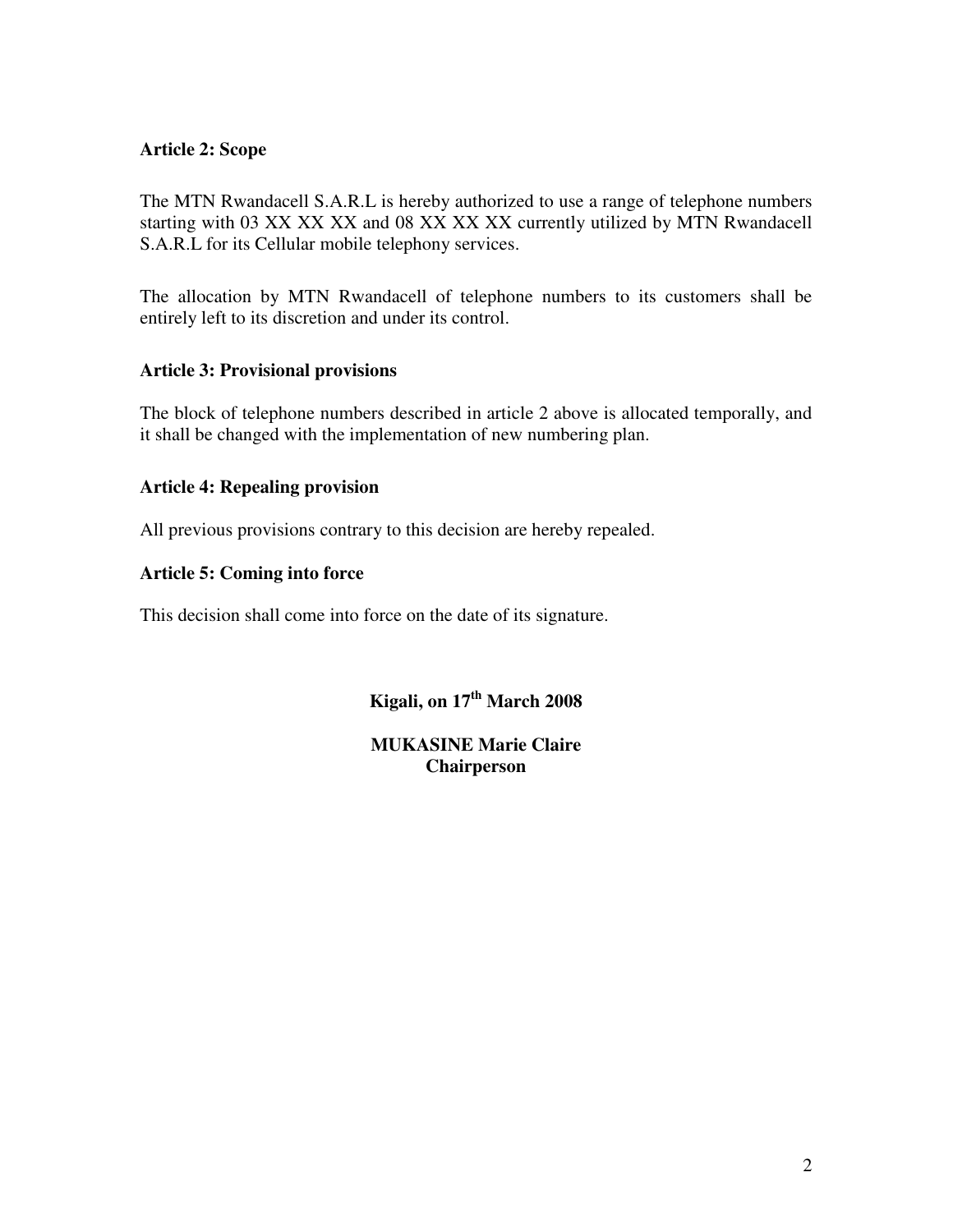**Article 2: Scope**

The MTN Rwandacell S.A.R.L is hereby authorized to use a range of telephone numbers starting with 03 XX XX XX and 08 XX XX XX currently utilized by MTN Rwandacell S.A.R.L for its Cellular mobile telephony services.

The allocation by MTN Rwandacell of telephone numbers to its customers shall be entirely left to its discretion and under its control.

**Article 3: Provisional provisions**

The block of telephone numbers described in article 2 above is allocated temporally, and it shall be changed with the implementation of new numbering plan.

**Article 4: Repealing provision**

All previous provisions contrary to this decision are hereby repealed.

**Article 5: Coming into force**

This decision shall come into force on the date of its signature.

**Kigali, on 17th March 2008**

**MUKASINE Marie Claire**
**Chairperson**